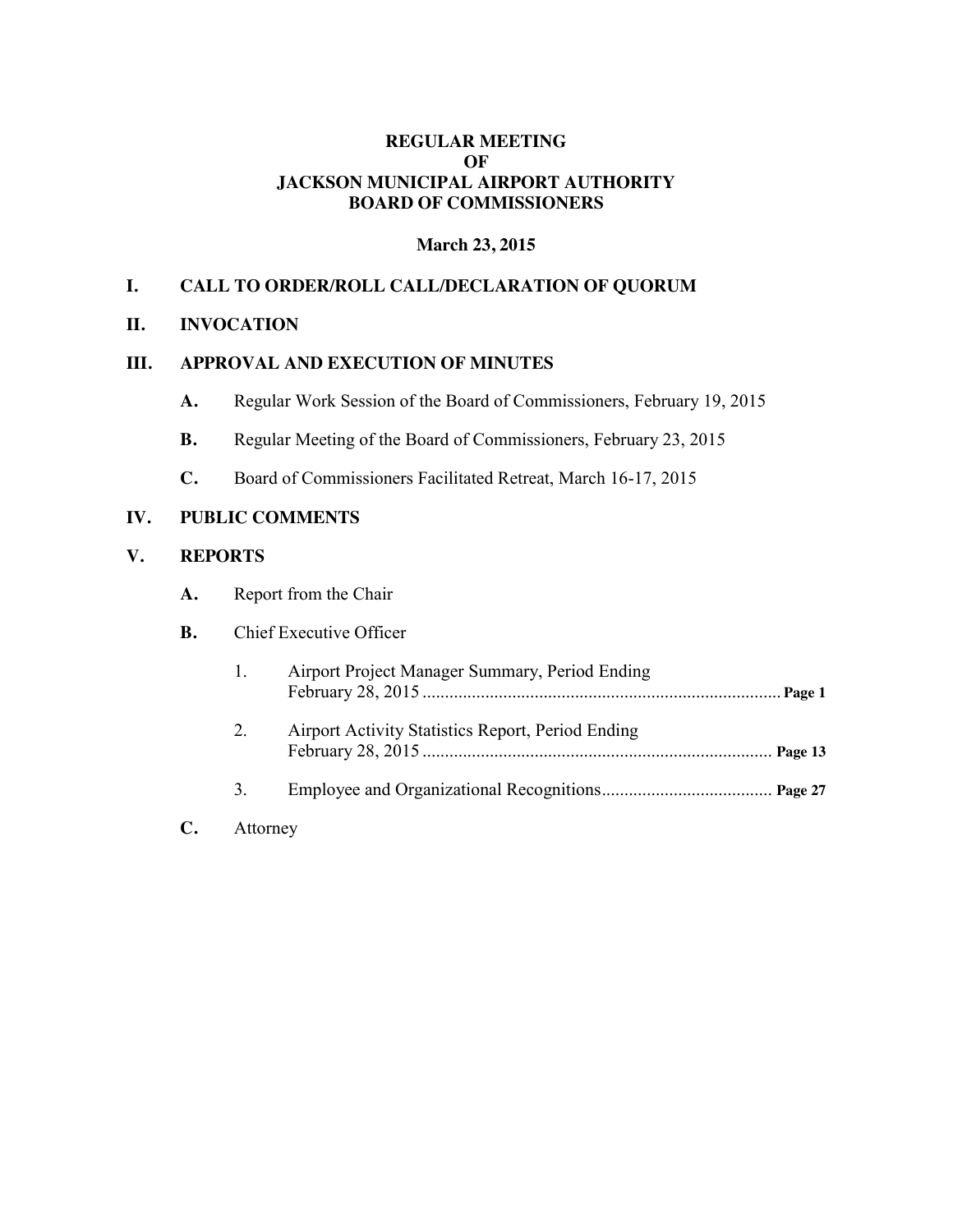# REGULAR MEETING
# OF
# JACKSON MUNICIPAL AIRPORT AUTHORITY
# BOARD OF COMMISSIONERS

**March 23, 2015**

## I. CALL TO ORDER/ROLL CALL/DECLARATION OF QUORUM

## II. INVOCATION

## III. APPROVAL AND EXECUTION OF MINUTES

**A.** Regular Work Session of the Board of Commissioners, February 19, 2015

**B.** Regular Meeting of the Board of Commissioners, February 23, 2015

**C.** Board of Commissioners Facilitated Retreat, March 16-17, 2015

## IV. PUBLIC COMMENTS

## V. REPORTS

**A.** Report from the Chair

**B.** Chief Executive Officer

1. Airport Project Manager Summary, Period Ending February 28, 2015 ........................................................................ **Page 1**

2. Airport Activity Statistics Report, Period Ending February 28, 2015 ........................................................................ **Page 13**

3. Employee and Organizational Recognitions...................................... **Page 27**

**C.** Attorney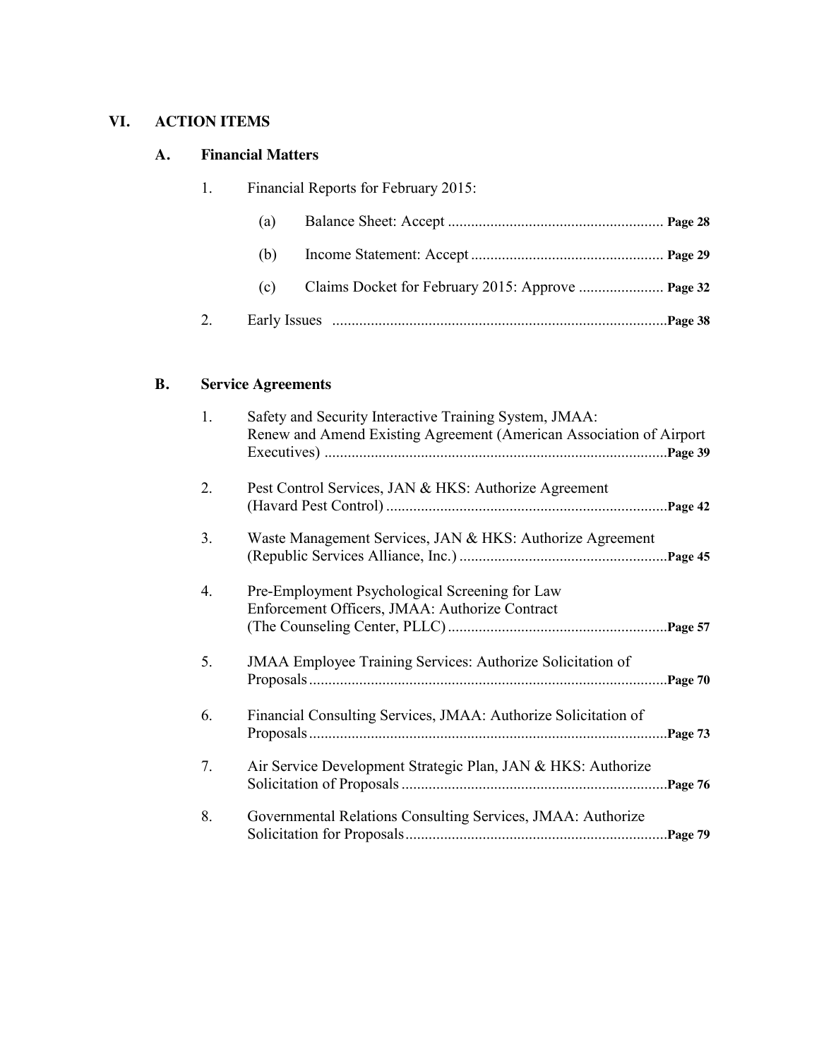## VI. ACTION ITEMS

### A. Financial Matters

1. Financial Reports for February 2015:

   (a) Balance Sheet: Accept ........................................................ **Page 28**

   (b) Income Statement: Accept .................................................. **Page 29**

   (c) Claims Docket for February 2015: Approve ...................... **Page 32**

2. Early Issues ....................................................................................... **Page 38**

### B. Service Agreements

1. Safety and Security Interactive Training System, JMAA: Renew and Amend Existing Agreement (American Association of Airport Executives) ........................................................................................ **Page 39**

2. Pest Control Services, JAN & HKS: Authorize Agreement (Havard Pest Control) ......................................................................... **Page 42**

3. Waste Management Services, JAN & HKS: Authorize Agreement (Republic Services Alliance, Inc.) ...................................................... **Page 45**

4. Pre-Employment Psychological Screening for Law Enforcement Officers, JMAA: Authorize Contract (The Counseling Center, PLLC) ......................................................... **Page 57**

5. JMAA Employee Training Services: Authorize Solicitation of Proposals ............................................................................................ **Page 70**

6. Financial Consulting Services, JMAA: Authorize Solicitation of Proposals ............................................................................................ **Page 73**

7. Air Service Development Strategic Plan, JAN & HKS: Authorize Solicitation of Proposals .................................................................... **Page 76**

8. Governmental Relations Consulting Services, JMAA: Authorize Solicitation for Proposals ................................................................... **Page 79**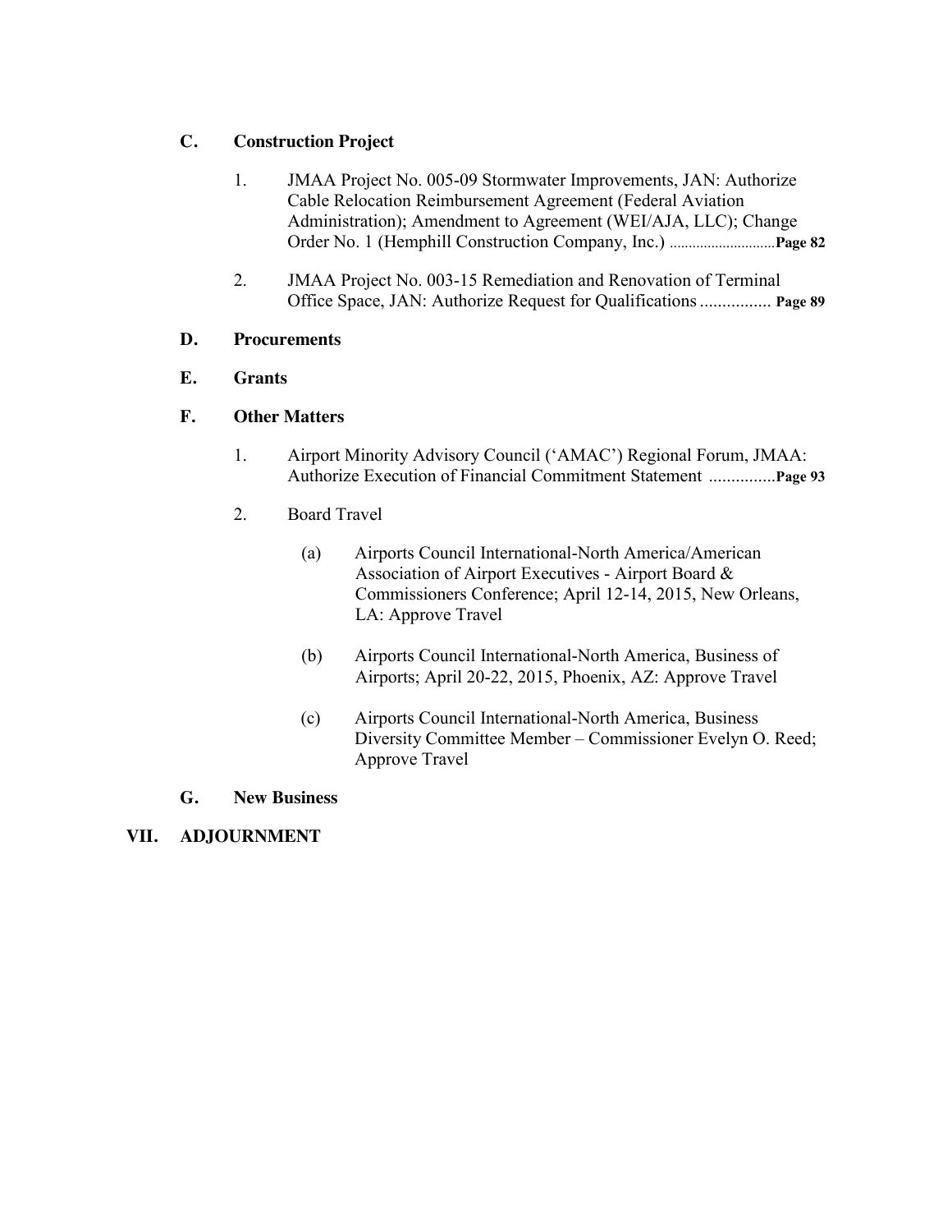**C. Construction Project**

1. JMAA Project No. 005-09 Stormwater Improvements, JAN: Authorize Cable Relocation Reimbursement Agreement (Federal Aviation Administration); Amendment to Agreement (WEI/AJA, LLC); Change Order No. 1 (Hemphill Construction Company, Inc.) ............................**Page 82**

2. JMAA Project No. 003-15 Remediation and Renovation of Terminal Office Space, JAN: Authorize Request for Qualifications ................ **Page 89**

**D. Procurements**

**E. Grants**

**F. Other Matters**

1. Airport Minority Advisory Council ('AMAC') Regional Forum, JMAA: Authorize Execution of Financial Commitment Statement ...............**Page 93**

2. Board Travel

   (a) Airports Council International-North America/American Association of Airport Executives - Airport Board & Commissioners Conference; April 12-14, 2015, New Orleans, LA: Approve Travel

   (b) Airports Council International-North America, Business of Airports; April 20-22, 2015, Phoenix, AZ: Approve Travel

   (c) Airports Council International-North America, Business Diversity Committee Member – Commissioner Evelyn O. Reed; Approve Travel

**G. New Business**

**VII. ADJOURNMENT**